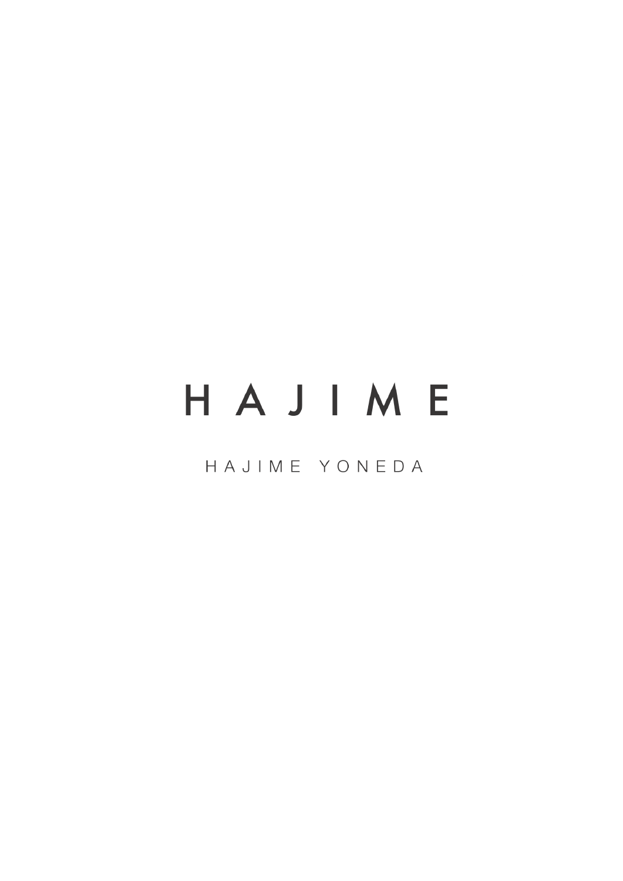# HAJIME

HAJIME YONEDA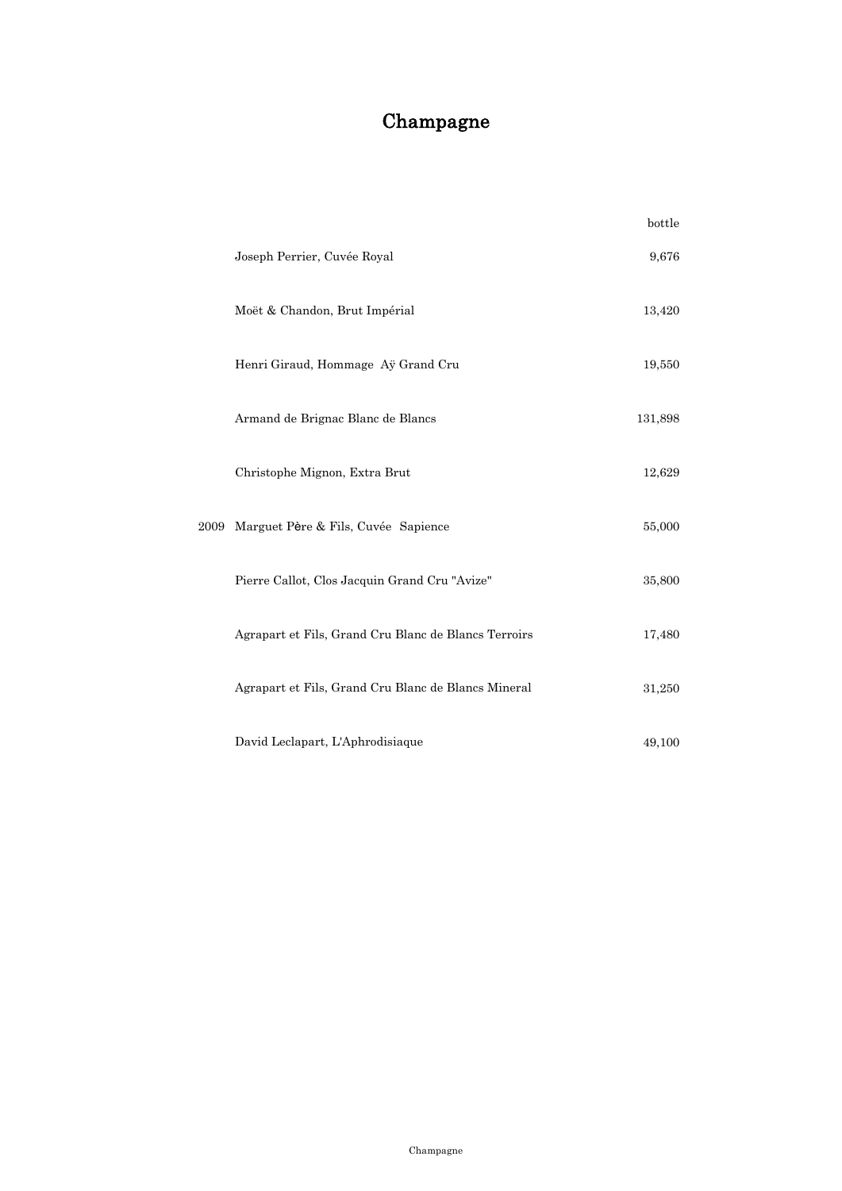# Champagne

| | | bottle |
|---|---|---|
| | Joseph Perrier, Cuvée Royal | 9,676 |
| | Moët & Chandon, Brut Impérial | 13,420 |
| | Henri Giraud, Hommage Aÿ Grand Cru | 19,550 |
| | Armand de Brignac Blanc de Blancs | 131,898 |
| | Christophe Mignon, Extra Brut | 12,629 |
| 2009 | Marguet Père & Fils, Cuvée Sapience | 55,000 |
| | Pierre Callot, Clos Jacquin Grand Cru "Avize" | 35,800 |
| | Agrapart et Fils, Grand Cru Blanc de Blancs Terroirs | 17,480 |
| | Agrapart et Fils, Grand Cru Blanc de Blancs Mineral | 31,250 |
| | David Leclapart, L'Aphrodisiaque | 49,100 |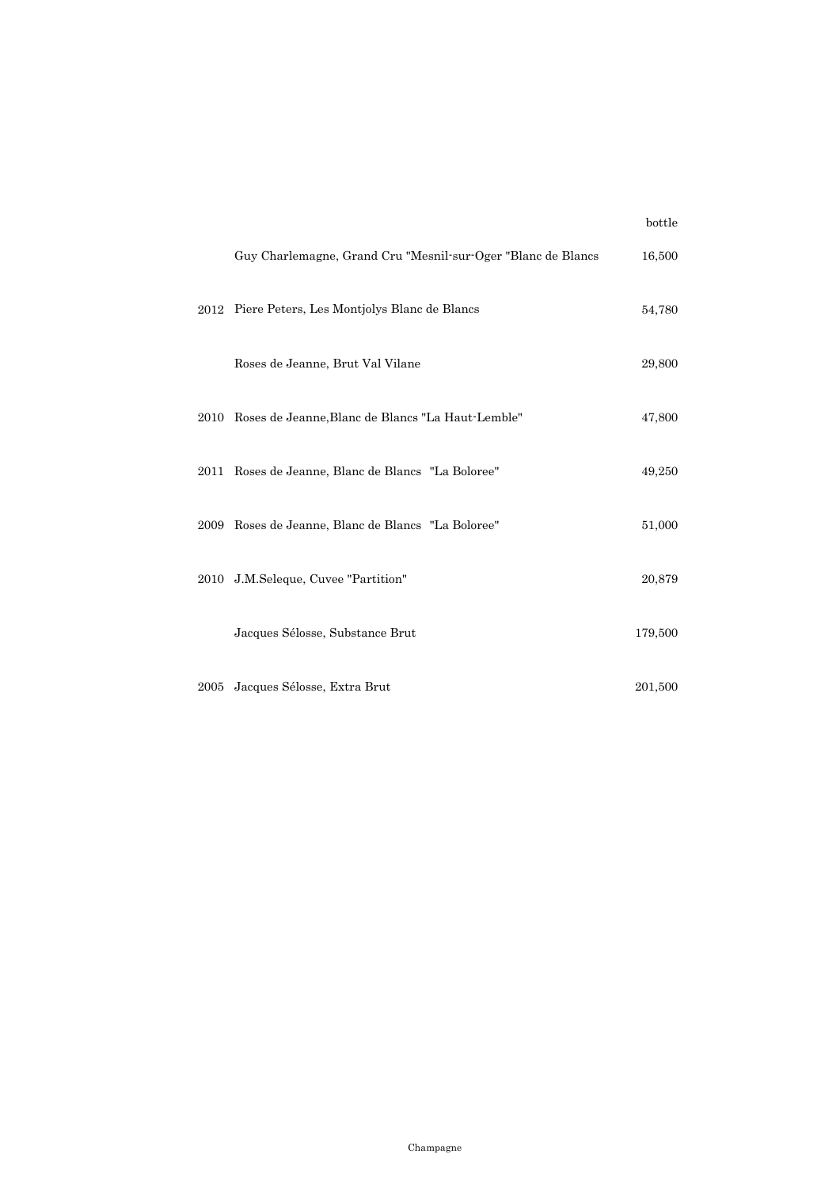| | | bottle |
|---|---|---|
| | Guy Charlemagne, Grand Cru "Mesnil-sur-Oger "Blanc de Blancs | 16,500 |
| 2012 | Piere Peters, Les Montjolys Blanc de Blancs | 54,780 |
| | Roses de Jeanne, Brut Val Vilane | 29,800 |
| 2010 | Roses de Jeanne,Blanc de Blancs "La Haut-Lemble" | 47,800 |
| 2011 | Roses de Jeanne, Blanc de Blancs "La Boloree" | 49,250 |
| 2009 | Roses de Jeanne, Blanc de Blancs "La Boloree" | 51,000 |
| 2010 | J.M.Seleque, Cuvee "Partition" | 20,879 |
| | Jacques Sélosse, Substance Brut | 179,500 |
| 2005 | Jacques Sélosse, Extra Brut | 201,500 |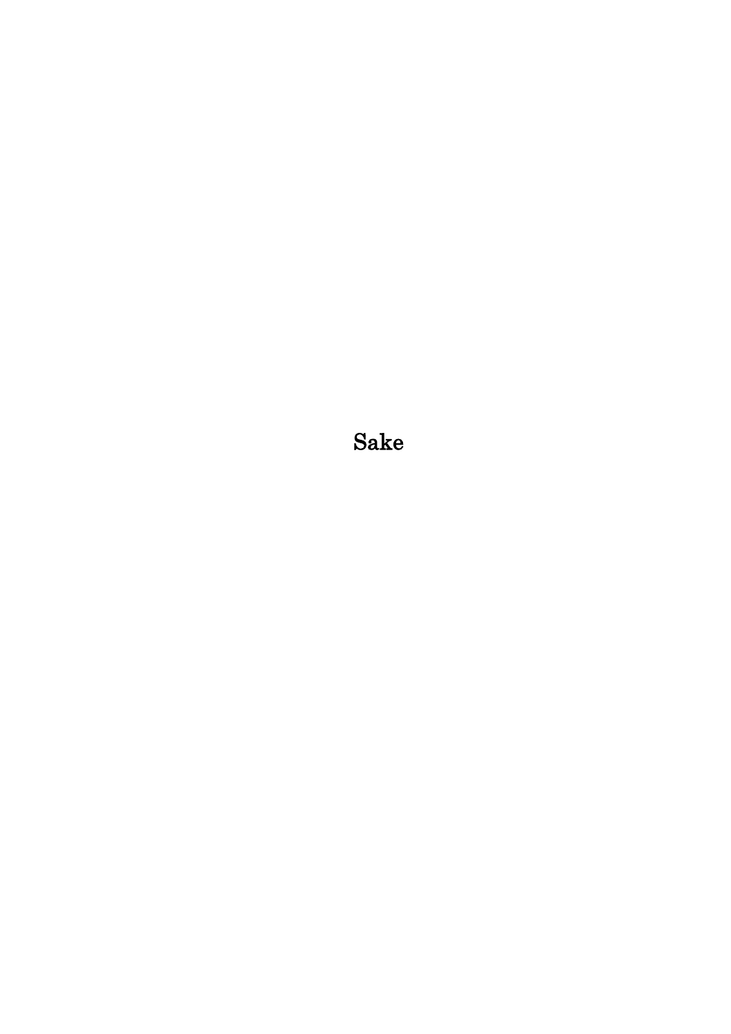# Sake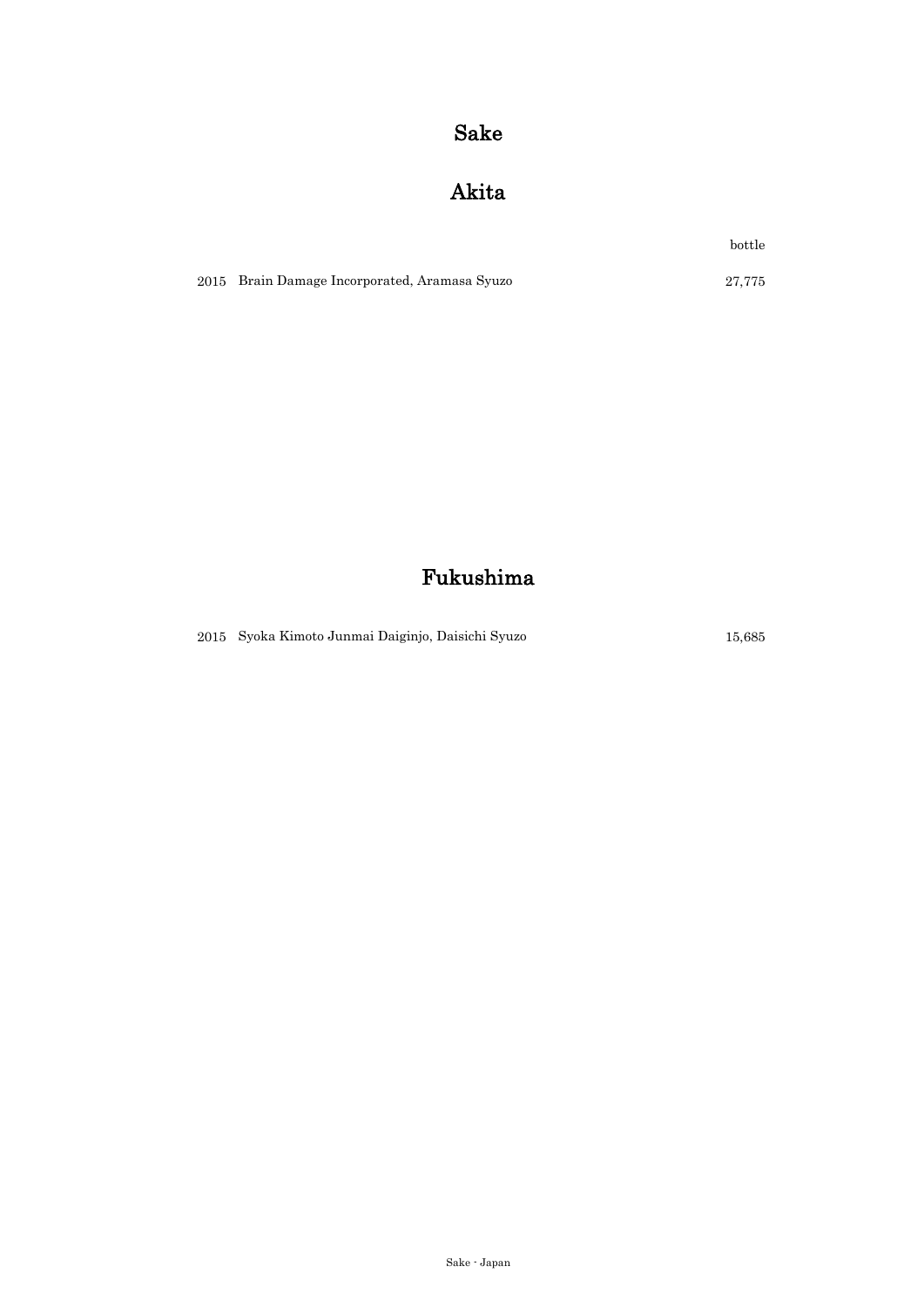# Sake

## Akita

| | | bottle |
|---|---|---|
| 2015 | Brain Damage Incorporated, Aramasa Syuzo | 27,775 |

## Fukushima

| | | |
|---|---|---|
| 2015 | Syoka Kimoto Junmai Daiginjo, Daisichi Syuzo | 15,685 |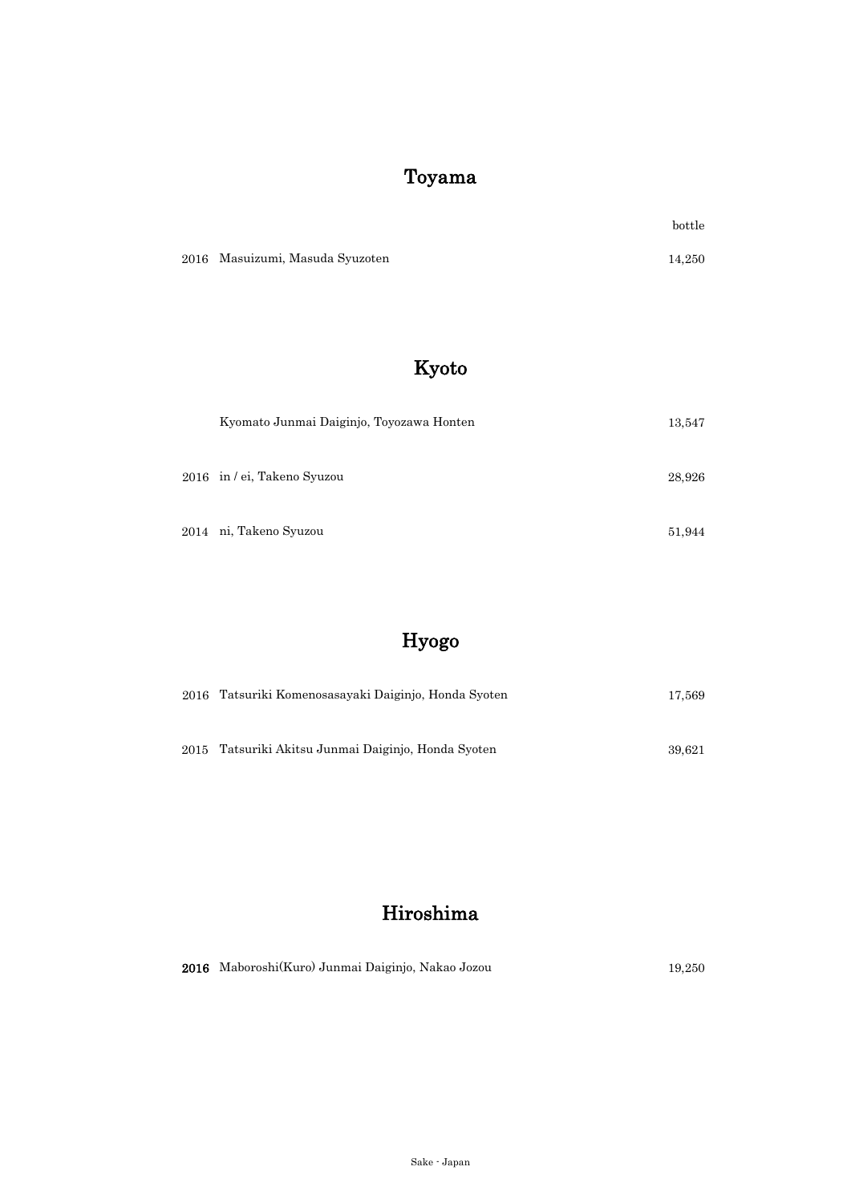## Toyama

| | | bottle |
|---|---|---|
| 2016 | Masuizumi, Masuda Syuzoten | 14,250 |

## Kyoto

| | | |
|---|---|---|
| | Kyomato Junmai Daiginjo, Toyozawa Honten | 13,547 |
| 2016 | in / ei, Takeno Syuzou | 28,926 |
| 2014 | ni, Takeno Syuzou | 51,944 |

## Hyogo

| | | |
|---|---|---|
| 2016 | Tatsuriki Komenosasayaki Daiginjo, Honda Syoten | 17,569 |
| 2015 | Tatsuriki Akitsu Junmai Daiginjo, Honda Syoten | 39,621 |

## Hiroshima

| | | |
|---|---|---|
| **2016** | Maboroshi(Kuro) Junmai Daiginjo, Nakao Jozou | 19,250 |

Sake - Japan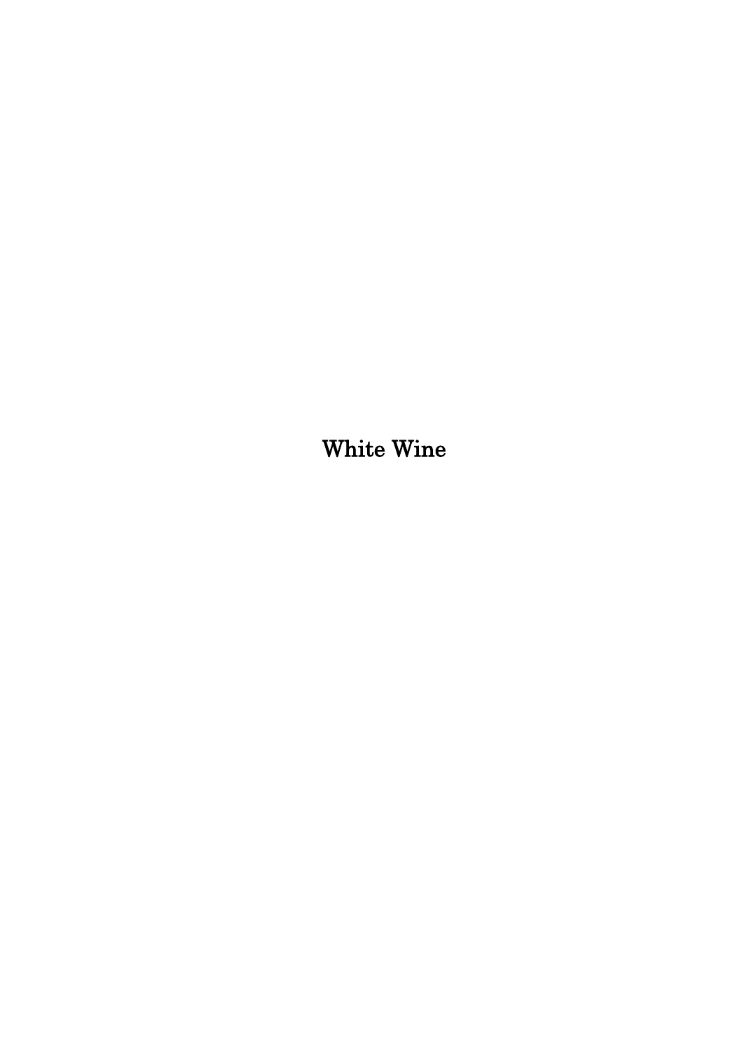# White Wine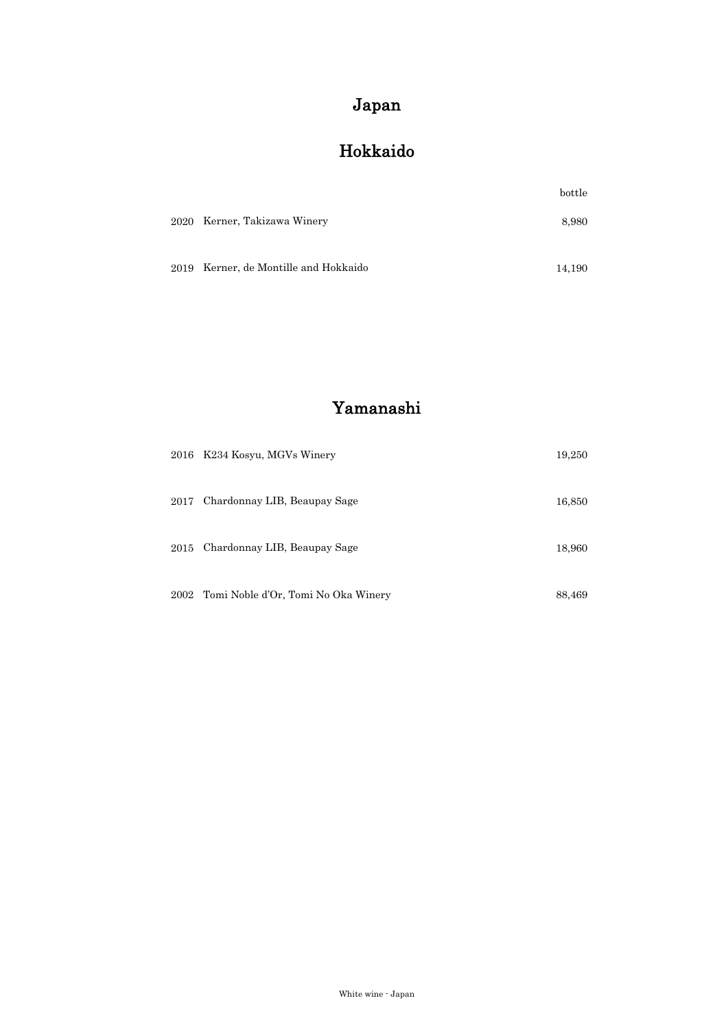# Japan

## Hokkaido

| | | bottle |
|---|---|---|
| 2020 | Kerner, Takizawa Winery | 8,980 |
| 2019 | Kerner, de Montille and Hokkaido | 14,190 |

## Yamanashi

| | | |
|---|---|---|
| 2016 | K234 Kosyu, MGVs Winery | 19,250 |
| 2017 | Chardonnay LIB, Beaupay Sage | 16,850 |
| 2015 | Chardonnay LIB, Beaupay Sage | 18,960 |
| 2002 | Tomi Noble d'Or, Tomi No Oka Winery | 88,469 |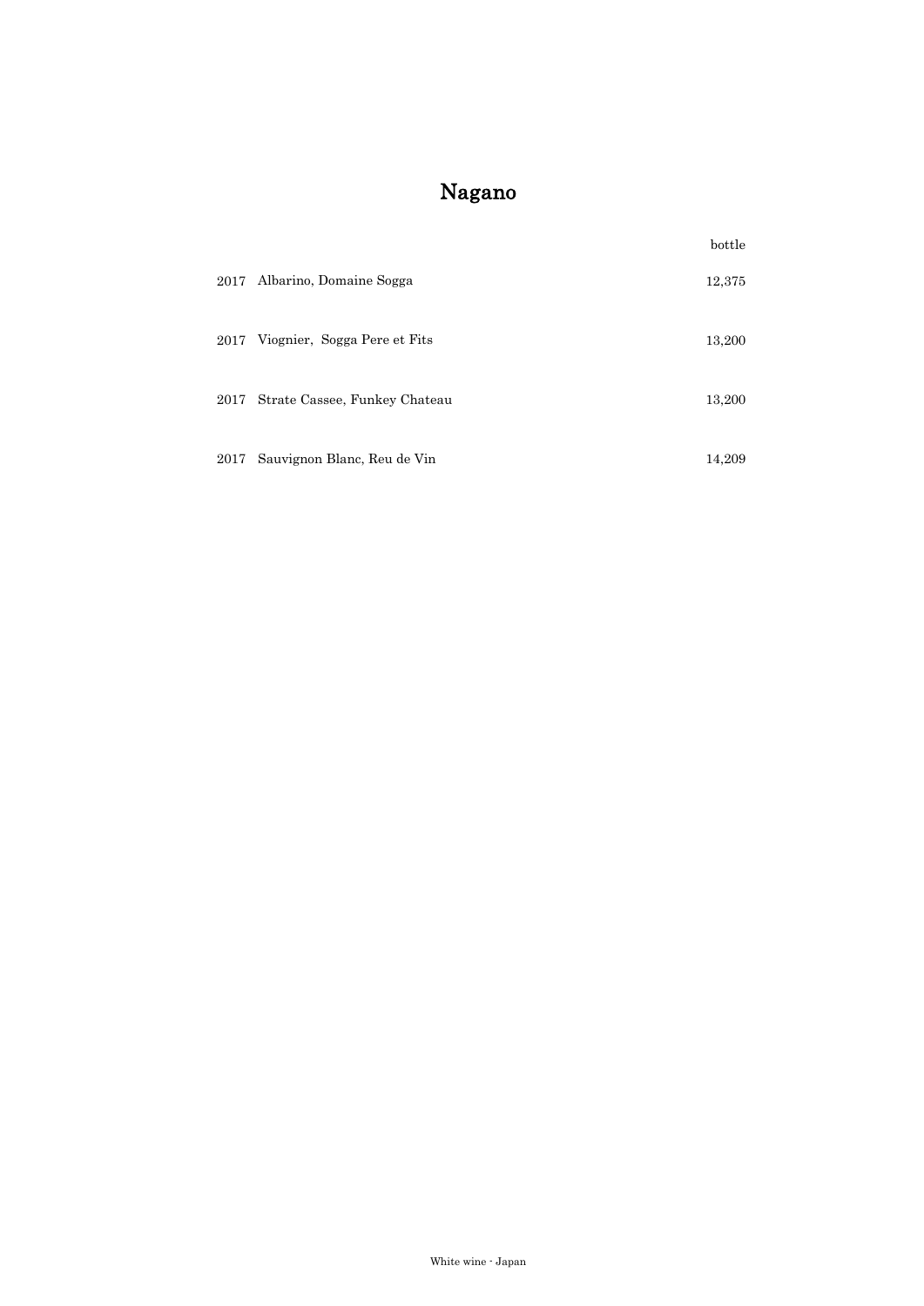# Nagano

| | | bottle |
|---|---|---|
| 2017 | Albarino, Domaine Sogga | 12,375 |
| 2017 | Viognier, Sogga Pere et Fits | 13,200 |
| 2017 | Strate Cassee, Funkey Chateau | 13,200 |
| 2017 | Sauvignon Blanc, Reu de Vin | 14,209 |

White wine - Japan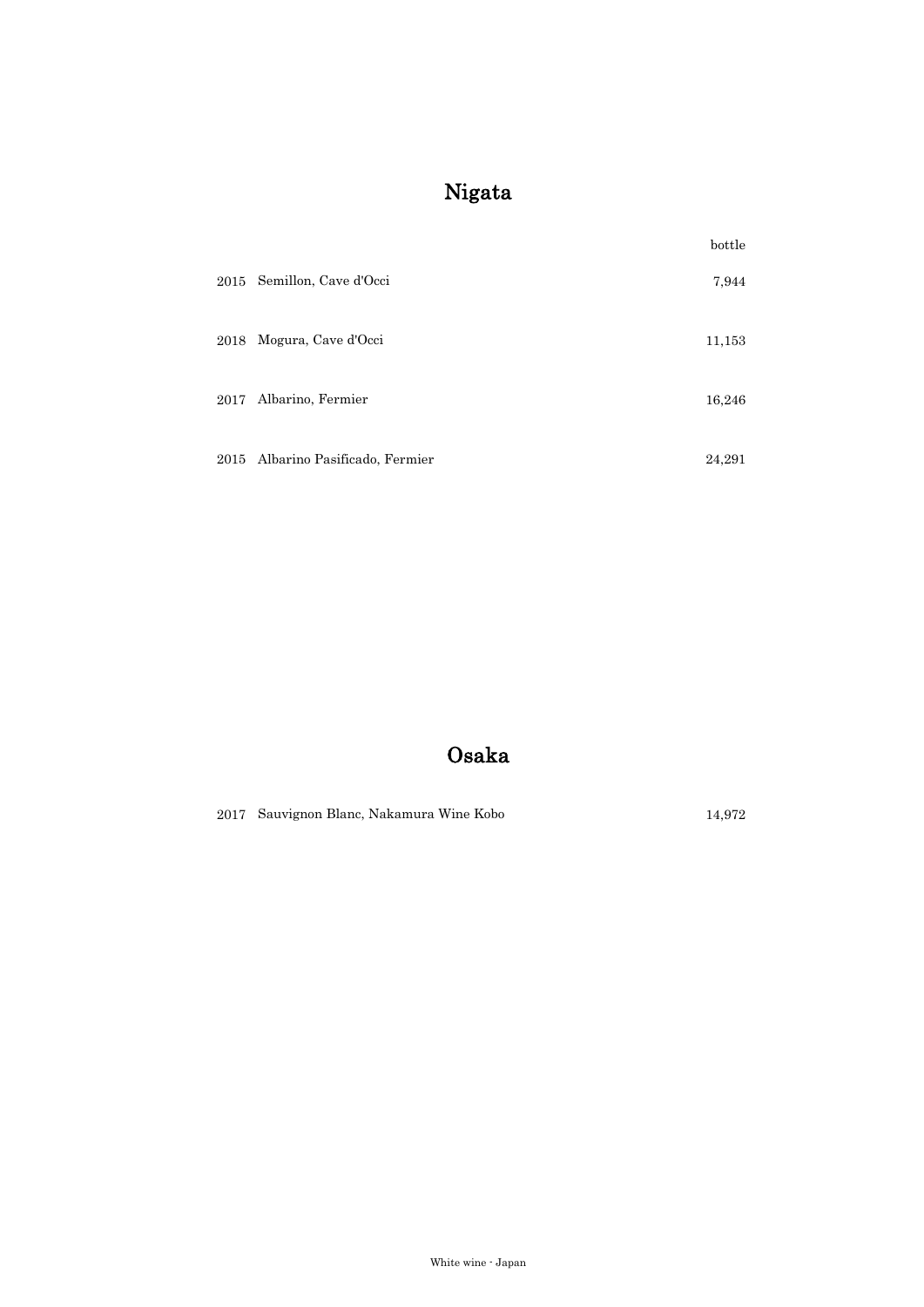# Nigata

| | | bottle |
|---|---|---|
| 2015 | Semillon, Cave d'Occi | 7,944 |
| 2018 | Mogura, Cave d'Occi | 11,153 |
| 2017 | Albarino, Fermier | 16,246 |
| 2015 | Albarino Pasificado, Fermier | 24,291 |

# Osaka

| | | |
|---|---|---|
| 2017 | Sauvignon Blanc, Nakamura Wine Kobo | 14,972 |

White wine - Japan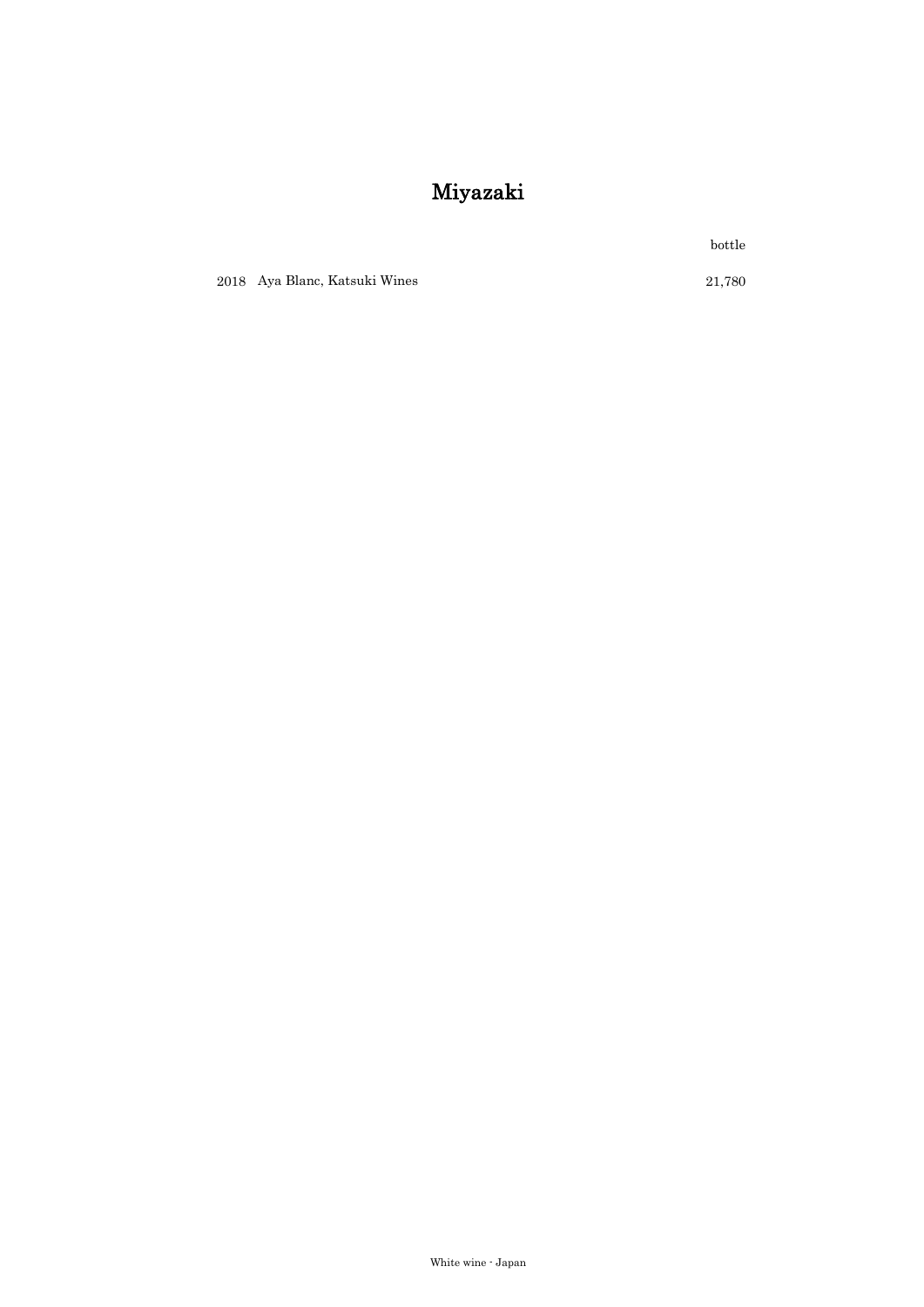# Miyazaki

| | | bottle |
|---|---|---|
| 2018 | Aya Blanc, Katsuki Wines | 21,780 |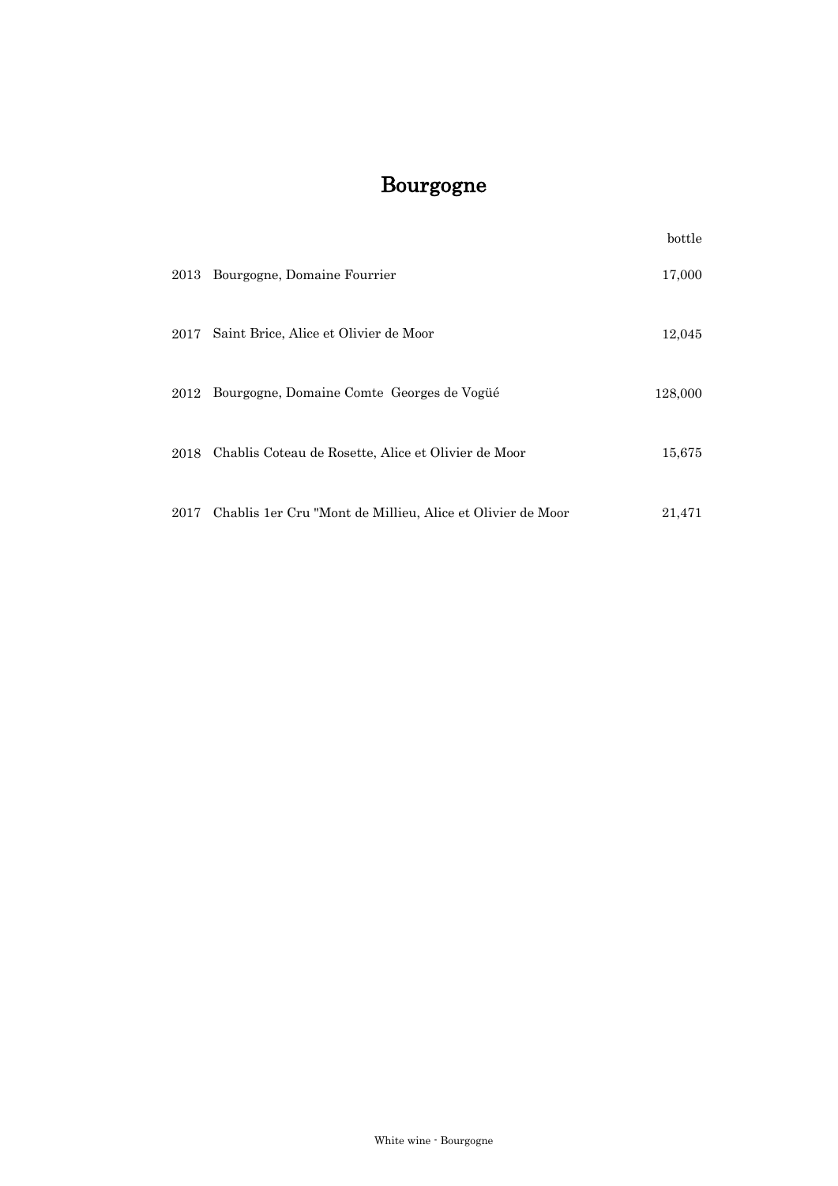# Bourgogne

| | | bottle |
|---|---|---|
| 2013 | Bourgogne, Domaine Fourrier | 17,000 |
| 2017 | Saint Brice, Alice et Olivier de Moor | 12,045 |
| 2012 | Bourgogne, Domaine Comte Georges de Vogüé | 128,000 |
| 2018 | Chablis Coteau de Rosette, Alice et Olivier de Moor | 15,675 |
| 2017 | Chablis 1er Cru "Mont de Millieu, Alice et Olivier de Moor | 21,471 |

White wine - Bourgogne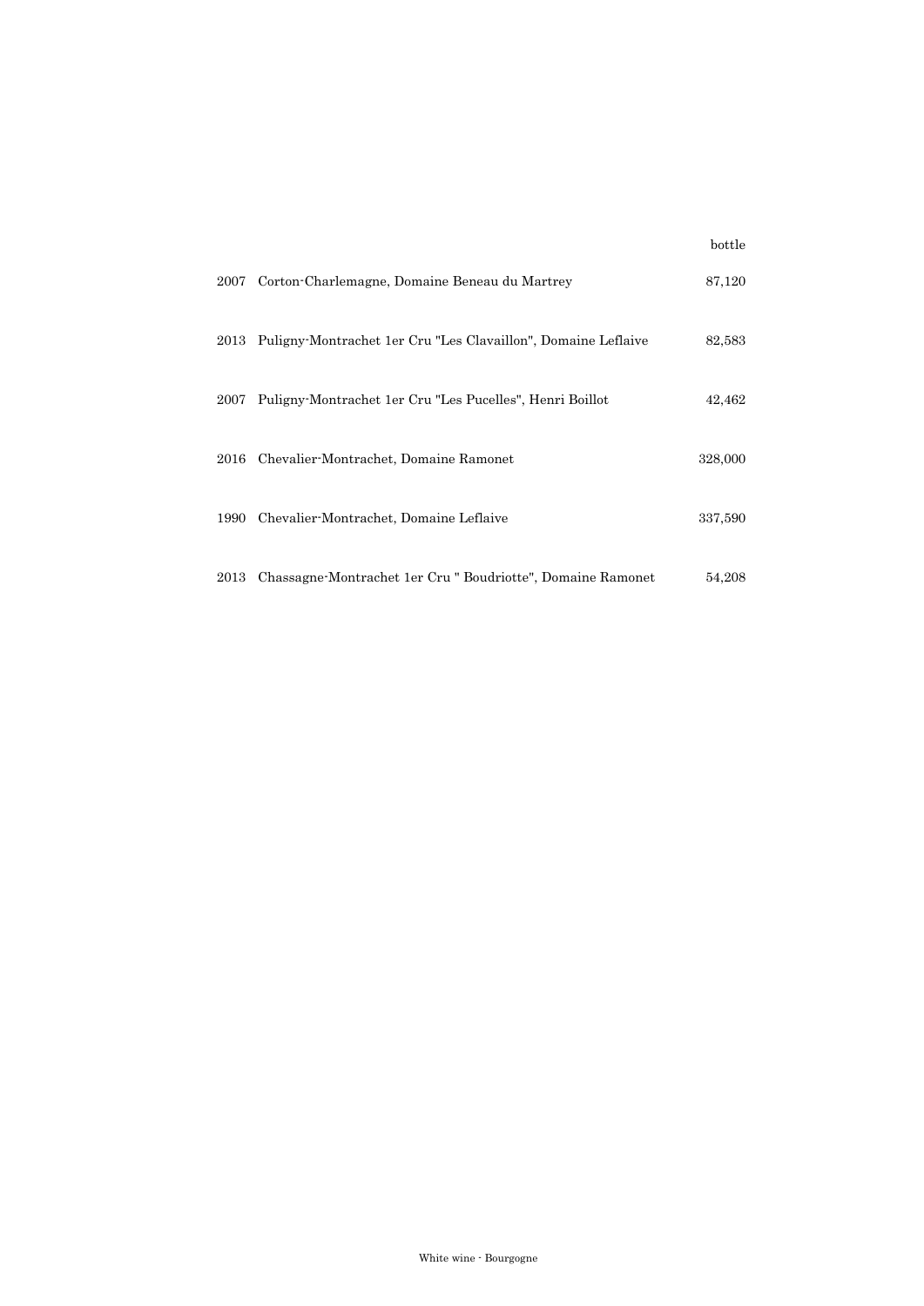| | | bottle |
|---|---|---|
| 2007 | Corton-Charlemagne, Domaine Beneau du Martrey | 87,120 |
| 2013 | Puligny-Montrachet 1er Cru "Les Clavaillon", Domaine Leflaive | 82,583 |
| 2007 | Puligny-Montrachet 1er Cru "Les Pucelles", Henri Boillot | 42,462 |
| 2016 | Chevalier-Montrachet, Domaine Ramonet | 328,000 |
| 1990 | Chevalier-Montrachet, Domaine Leflaive | 337,590 |
| 2013 | Chassagne-Montrachet 1er Cru " Boudriotte", Domaine Ramonet | 54,208 |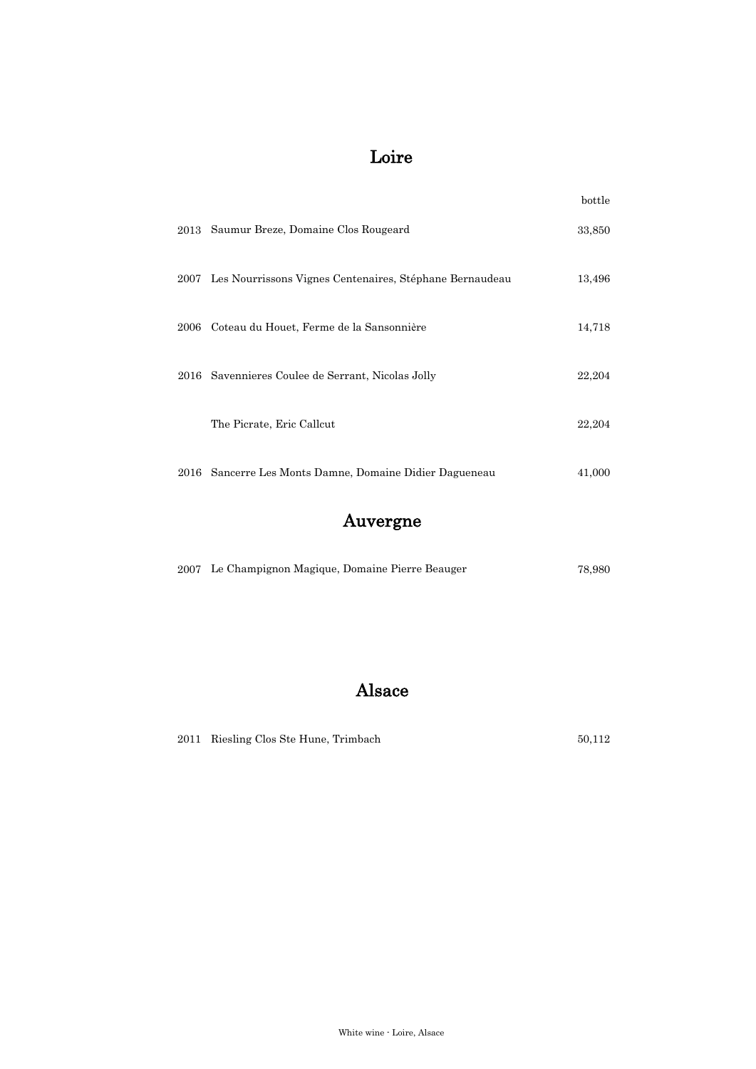## Loire

| | | bottle |
|---|---|---|
| 2013 | Saumur Breze, Domaine Clos Rougeard | 33,850 |
| 2007 | Les Nourrissons Vignes Centenaires, Stéphane Bernaudeau | 13,496 |
| 2006 | Coteau du Houet, Ferme de la Sansonnière | 14,718 |
| 2016 | Savennieres Coulee de Serrant, Nicolas Jolly | 22,204 |
| | The Picrate, Eric Callcut | 22,204 |
| 2016 | Sancerre Les Monts Damne, Domaine Didier Dagueneau | 41,000 |

## Auvergne

| | | |
|---|---|---|
| 2007 | Le Champignon Magique, Domaine Pierre Beauger | 78,980 |

## Alsace

| | | |
|---|---|---|
| 2011 | Riesling Clos Ste Hune, Trimbach | 50,112 |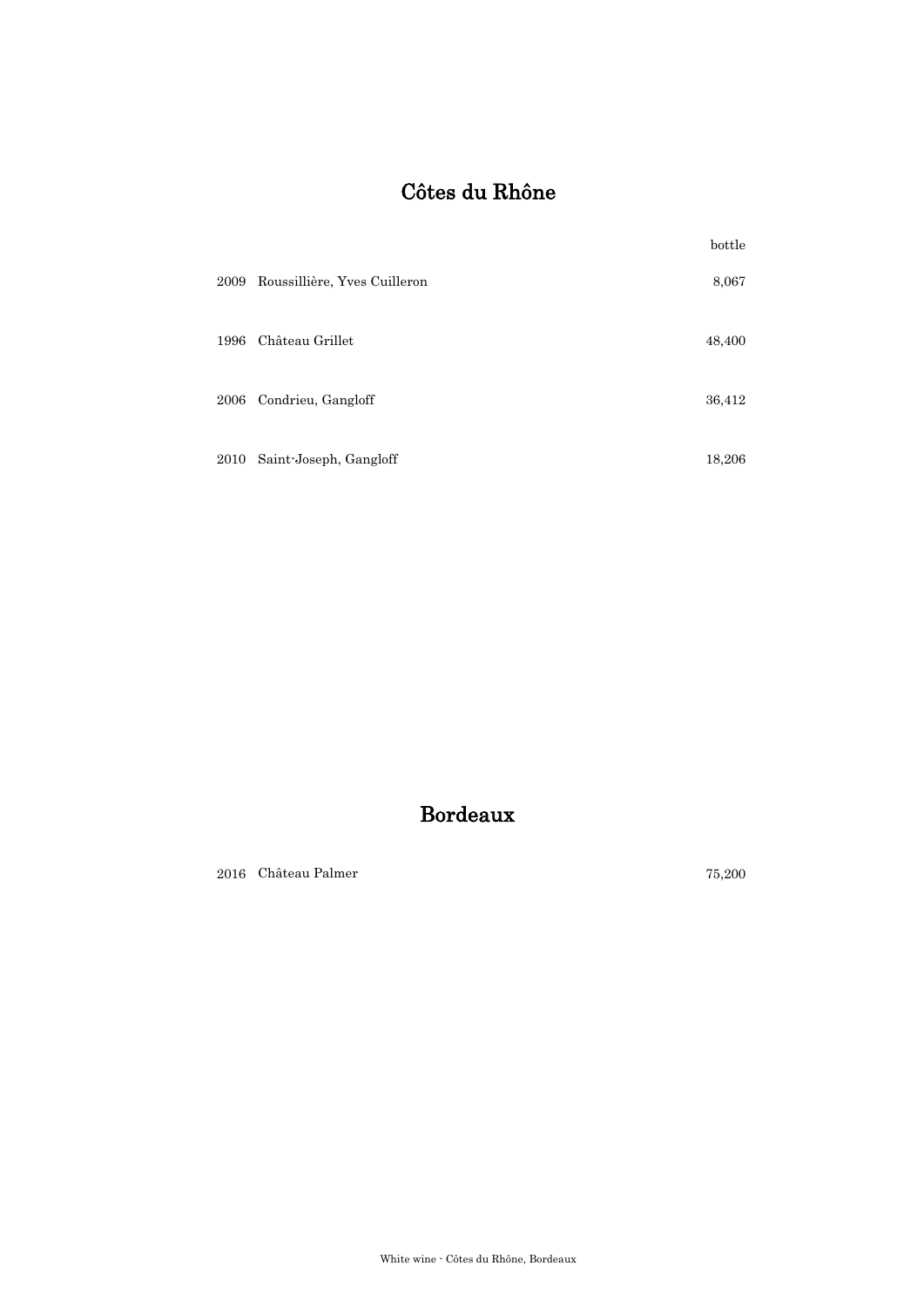# Côtes du Rhône

| | | bottle |
|---|---|---|
| 2009 | Roussillière, Yves Cuilleron | 8,067 |
| 1996 | Château Grillet | 48,400 |
| 2006 | Condrieu, Gangloff | 36,412 |
| 2010 | Saint-Joseph, Gangloff | 18,206 |

# Bordeaux

| | | |
|---|---|---|
| 2016 | Château Palmer | 75,200 |

White wine - Côtes du Rhône, Bordeaux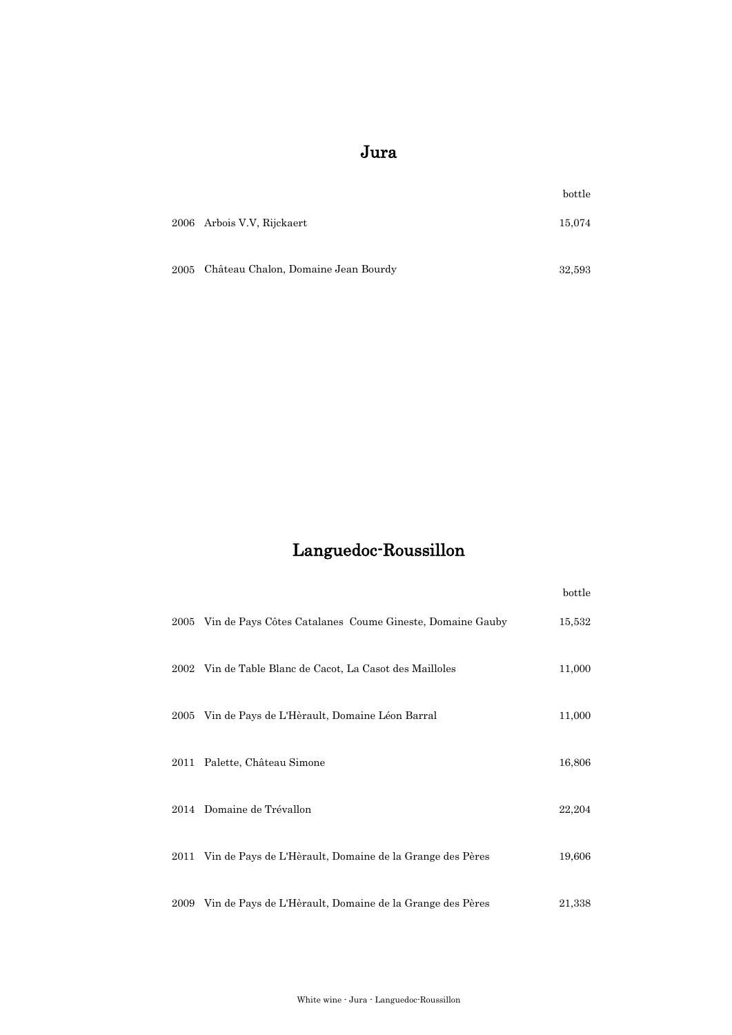# Jura

| | | bottle |
|---|---|---|
| 2006 | Arbois V.V, Rijckaert | 15,074 |
| 2005 | Château Chalon, Domaine Jean Bourdy | 32,593 |

# Languedoc-Roussillon

| | | bottle |
|---|---|---|
| 2005 | Vin de Pays Côtes Catalanes  Coume Gineste, Domaine Gauby | 15,532 |
| 2002 | Vin de Table Blanc de Cacot, La Casot des Mailloles | 11,000 |
| 2005 | Vin de Pays de L'Hèrault, Domaine Léon Barral | 11,000 |
| 2011 | Palette, Château Simone | 16,806 |
| 2014 | Domaine de Trévallon | 22,204 |
| 2011 | Vin de Pays de L'Hèrault, Domaine de la Grange des Pères | 19,606 |
| 2009 | Vin de Pays de L'Hèrault, Domaine de la Grange des Pères | 21,338 |

White wine - Jura - Languedoc-Roussillon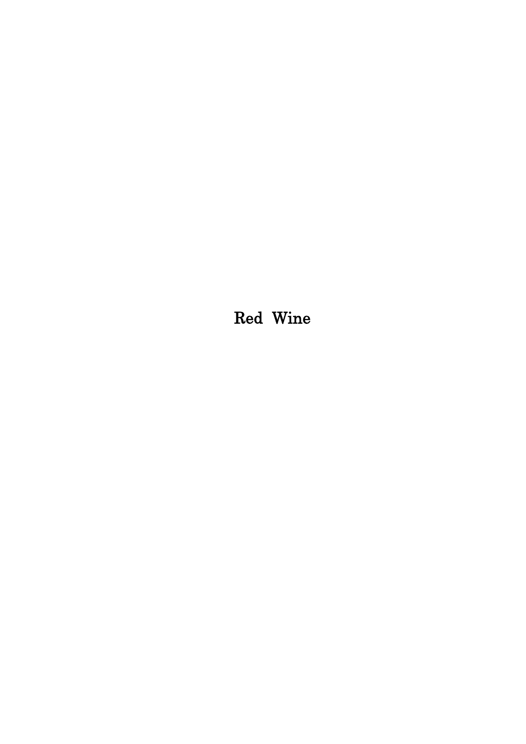# Red Wine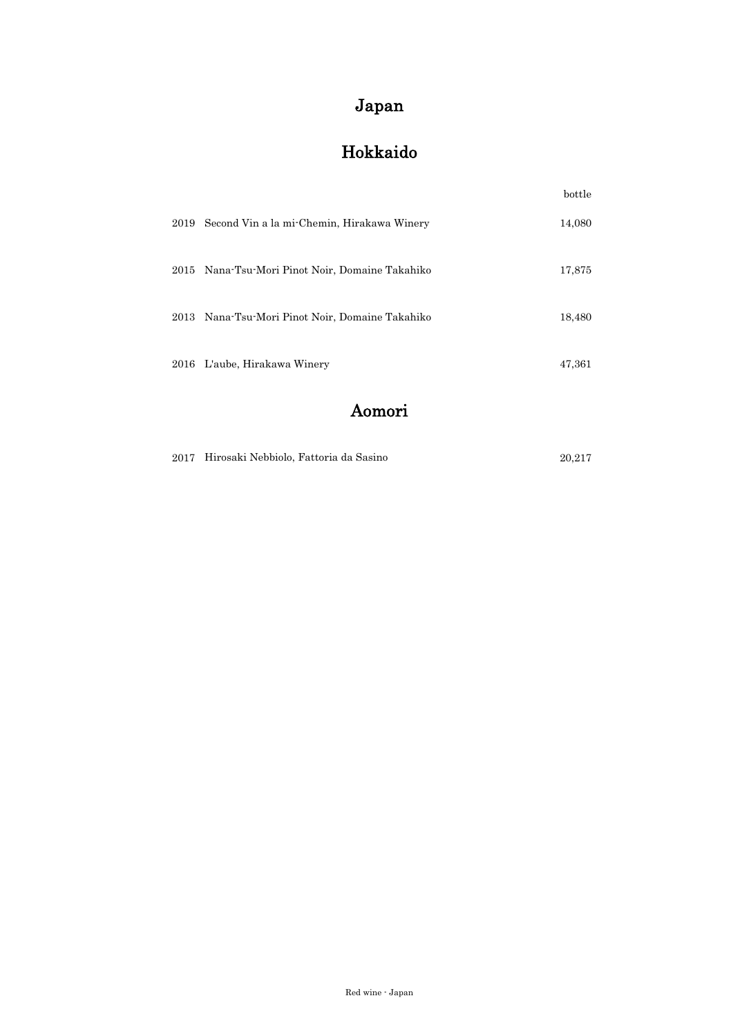# Japan

## Hokkaido

| | | bottle |
|---|---|---|
| 2019 | Second Vin a la mi-Chemin, Hirakawa Winery | 14,080 |
| 2015 | Nana-Tsu-Mori Pinot Noir, Domaine Takahiko | 17,875 |
| 2013 | Nana-Tsu-Mori Pinot Noir, Domaine Takahiko | 18,480 |
| 2016 | L'aube, Hirakawa Winery | 47,361 |

## Aomori

| | | |
|---|---|---|
| 2017 | Hirosaki Nebbiolo, Fattoria da Sasino | 20,217 |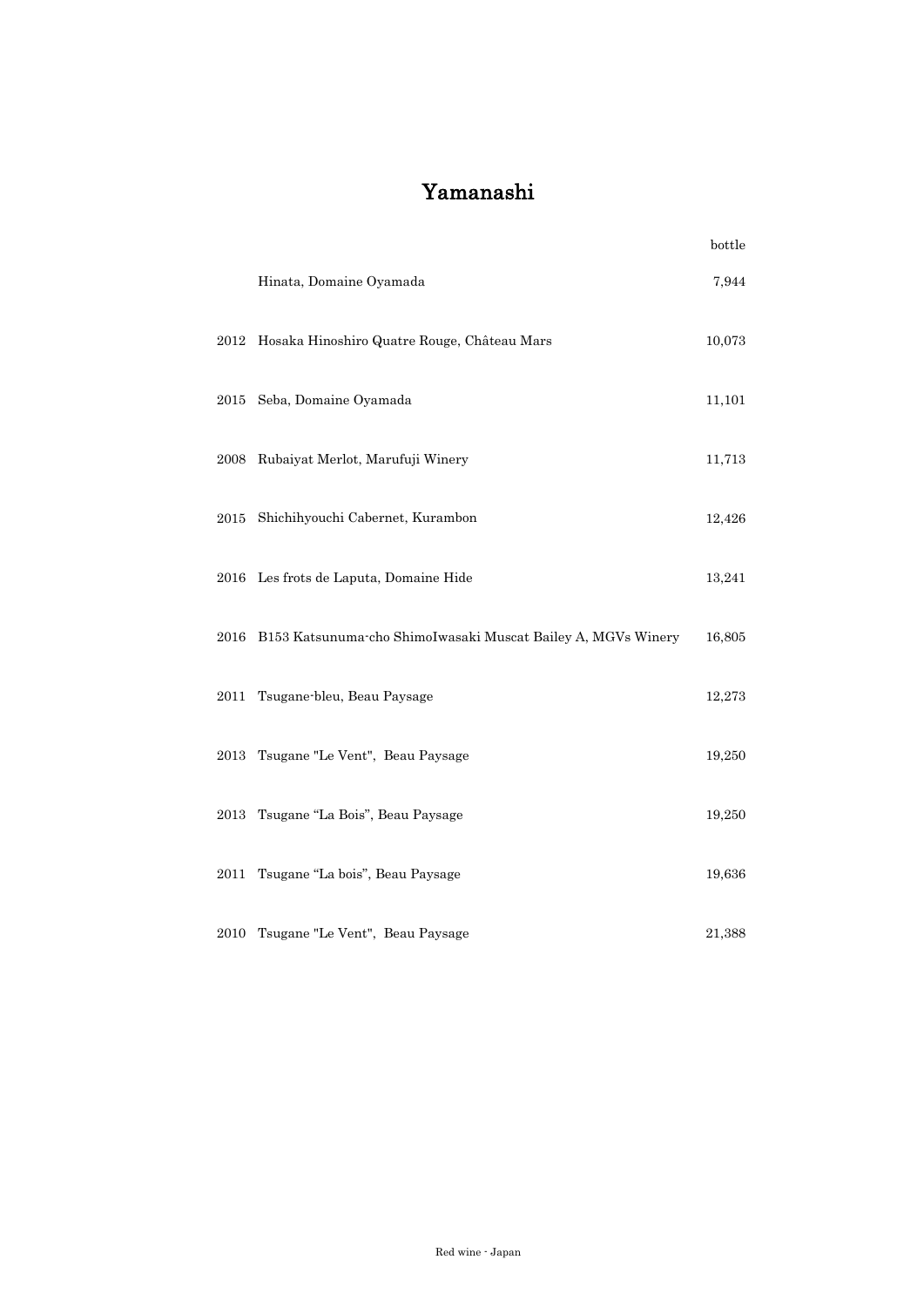# Yamanashi

| | | bottle |
|---|---|---|
| | Hinata, Domaine Oyamada | 7,944 |
| 2012 | Hosaka Hinoshiro Quatre Rouge, Château Mars | 10,073 |
| 2015 | Seba, Domaine Oyamada | 11,101 |
| 2008 | Rubaiyat Merlot, Marufuji Winery | 11,713 |
| 2015 | Shichihyouchi Cabernet, Kurambon | 12,426 |
| 2016 | Les frots de Laputa, Domaine Hide | 13,241 |
| 2016 | B153 Katsunuma-cho ShimoIwasaki Muscat Bailey A, MGVs Winery | 16,805 |
| 2011 | Tsugane-bleu, Beau Paysage | 12,273 |
| 2013 | Tsugane "Le Vent", Beau Paysage | 19,250 |
| 2013 | Tsugane “La Bois”, Beau Paysage | 19,250 |
| 2011 | Tsugane “La bois”, Beau Paysage | 19,636 |
| 2010 | Tsugane "Le Vent", Beau Paysage | 21,388 |

Red wine - Japan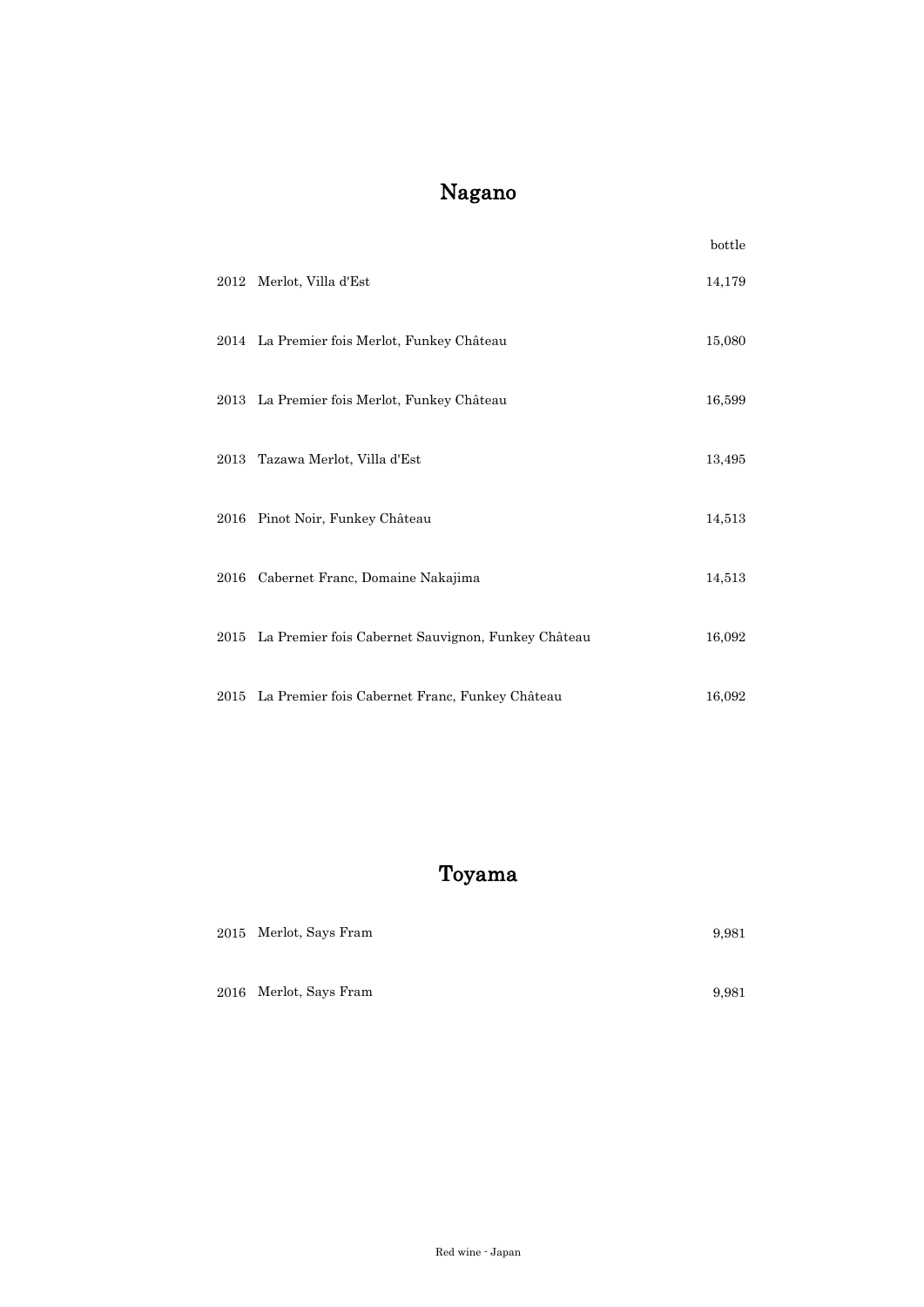# Nagano

| | | bottle |
|---|---|---|
| 2012 | Merlot, Villa d'Est | 14,179 |
| 2014 | La Premier fois Merlot, Funkey Château | 15,080 |
| 2013 | La Premier fois Merlot, Funkey Château | 16,599 |
| 2013 | Tazawa Merlot, Villa d'Est | 13,495 |
| 2016 | Pinot Noir, Funkey Château | 14,513 |
| 2016 | Cabernet Franc, Domaine Nakajima | 14,513 |
| 2015 | La Premier fois Cabernet Sauvignon, Funkey Château | 16,092 |
| 2015 | La Premier fois Cabernet Franc, Funkey Château | 16,092 |

# Toyama

| | | |
|---|---|---|
| 2015 | Merlot, Says Fram | 9,981 |
| 2016 | Merlot, Says Fram | 9,981 |

Red wine - Japan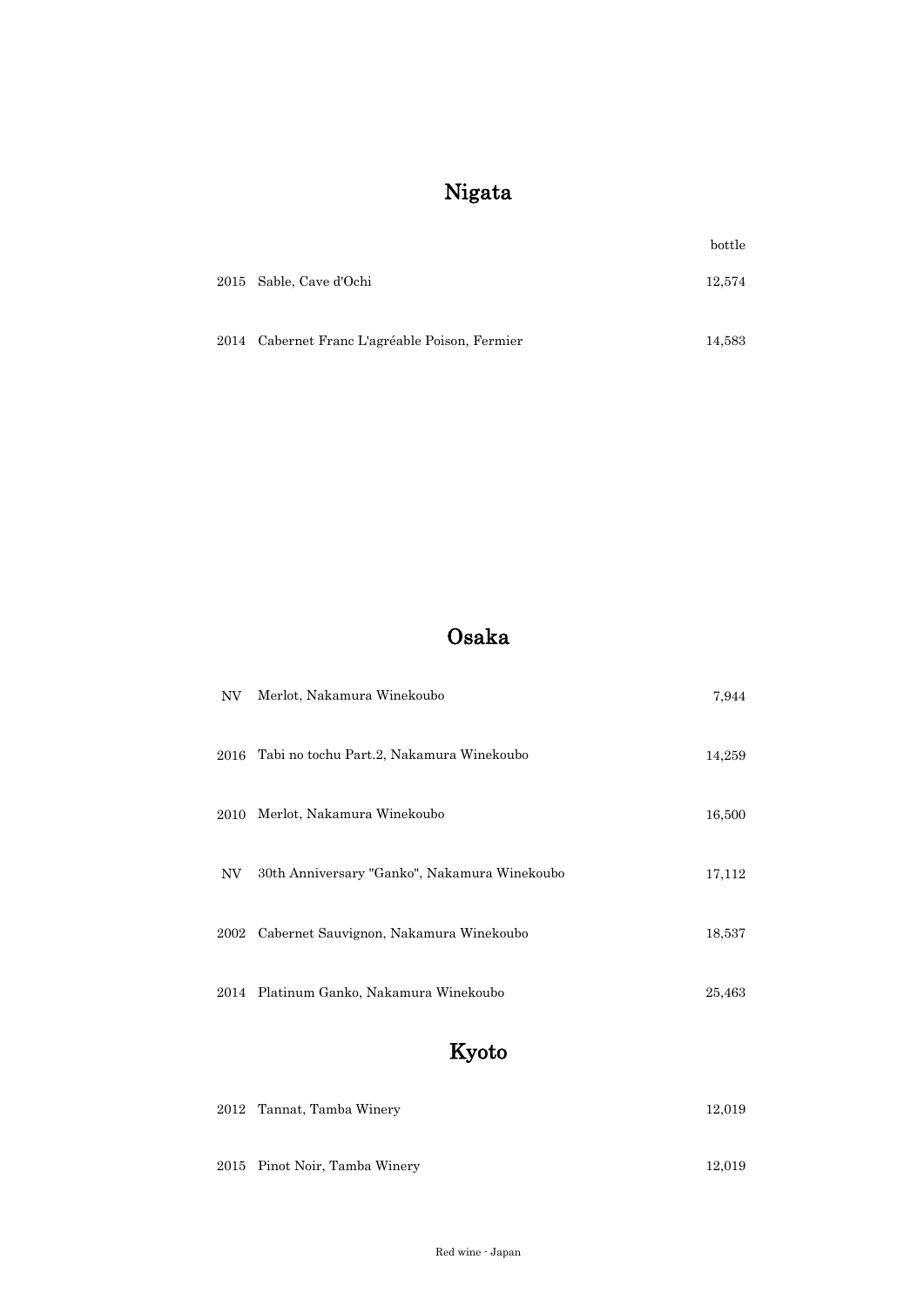## Nigata

| | | bottle |
|---|---|---|
| 2015 | Sable, Cave d'Ochi | 12,574 |
| 2014 | Cabernet Franc L'agréable Poison, Fermier | 14,583 |

## Osaka

| | | |
|---|---|---|
| NV | Merlot, Nakamura Winekoubo | 7,944 |
| 2016 | Tabi no tochu Part.2, Nakamura Winekoubo | 14,259 |
| 2010 | Merlot, Nakamura Winekoubo | 16,500 |
| NV | 30th Anniversary "Ganko", Nakamura Winekoubo | 17,112 |
| 2002 | Cabernet Sauvignon, Nakamura Winekoubo | 18,537 |
| 2014 | Platinum Ganko, Nakamura Winekoubo | 25,463 |

## Kyoto

| | | |
|---|---|---|
| 2012 | Tannat, Tamba Winery | 12,019 |
| 2015 | Pinot Noir, Tamba Winery | 12,019 |

Red wine - Japan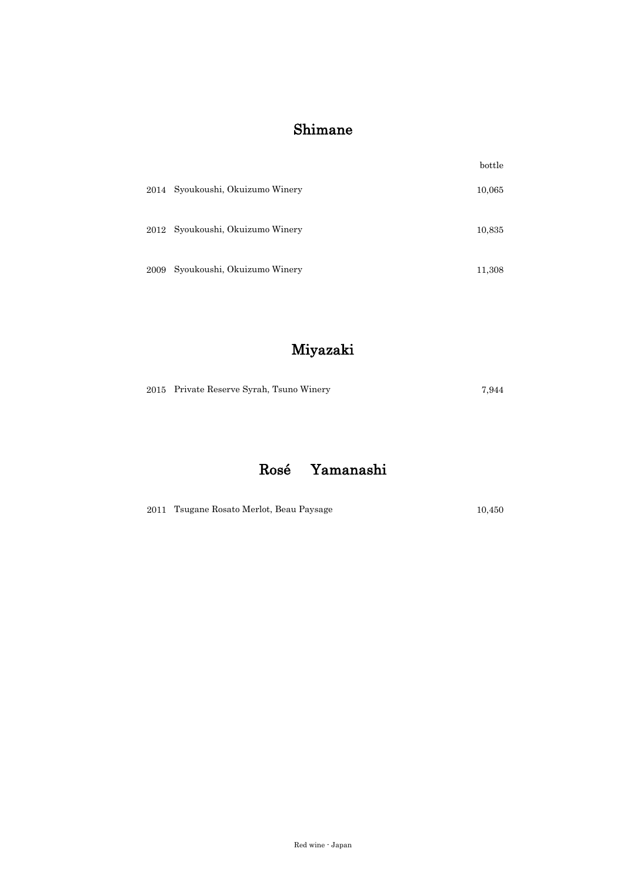## Shimane

| | | bottle |
|---|---|---|
| 2014 | Syoukoushi, Okuizumo Winery | 10,065 |
| 2012 | Syoukoushi, Okuizumo Winery | 10,835 |
| 2009 | Syoukoushi, Okuizumo Winery | 11,308 |

## Miyazaki

| | | |
|---|---|---|
| 2015 | Private Reserve Syrah, Tsuno Winery | 7,944 |

## Rosé Yamanashi

| | | |
|---|---|---|
| 2011 | Tsugane Rosato Merlot, Beau Paysage | 10,450 |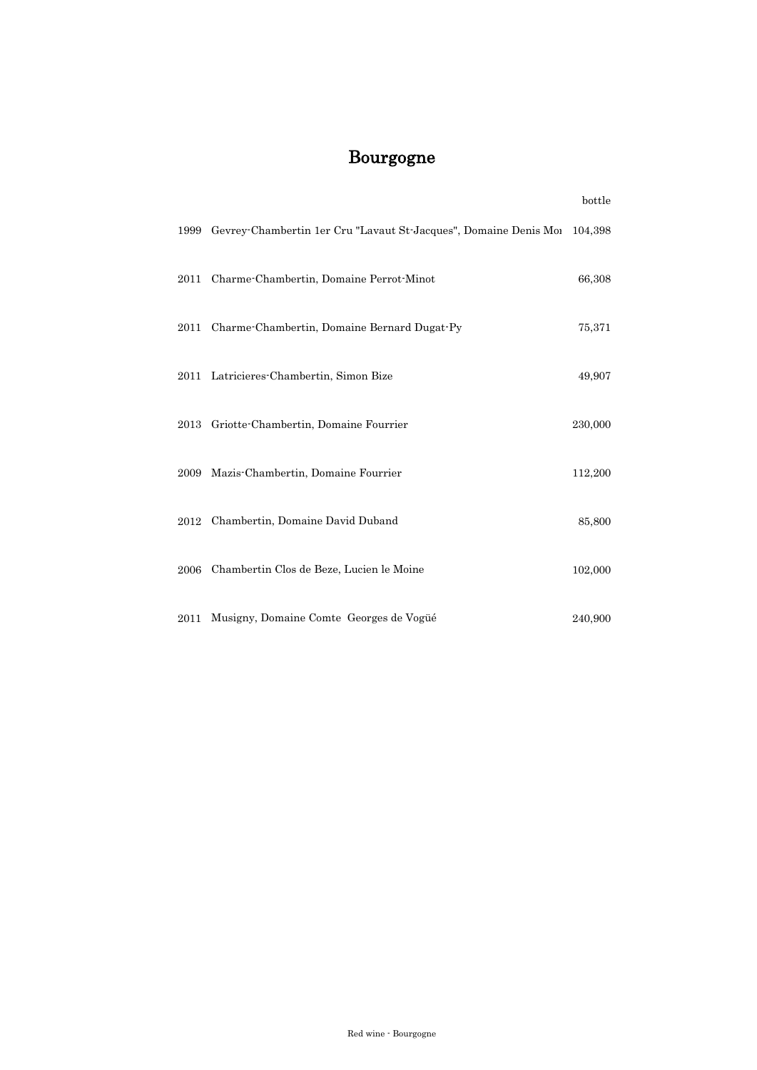# Bourgogne

| | | bottle |
|---|---|---|
| 1999 | Gevrey-Chambertin 1er Cru "Lavaut St-Jacques", Domaine Denis Mo | 104,398 |
| 2011 | Charme-Chambertin, Domaine Perrot-Minot | 66,308 |
| 2011 | Charme-Chambertin, Domaine Bernard Dugat-Py | 75,371 |
| 2011 | Latricieres-Chambertin, Simon Bize | 49,907 |
| 2013 | Griotte-Chambertin, Domaine Fourrier | 230,000 |
| 2009 | Mazis-Chambertin, Domaine Fourrier | 112,200 |
| 2012 | Chambertin, Domaine David Duband | 85,800 |
| 2006 | Chambertin Clos de Beze, Lucien le Moine | 102,000 |
| 2011 | Musigny, Domaine Comte Georges de Vogüé | 240,900 |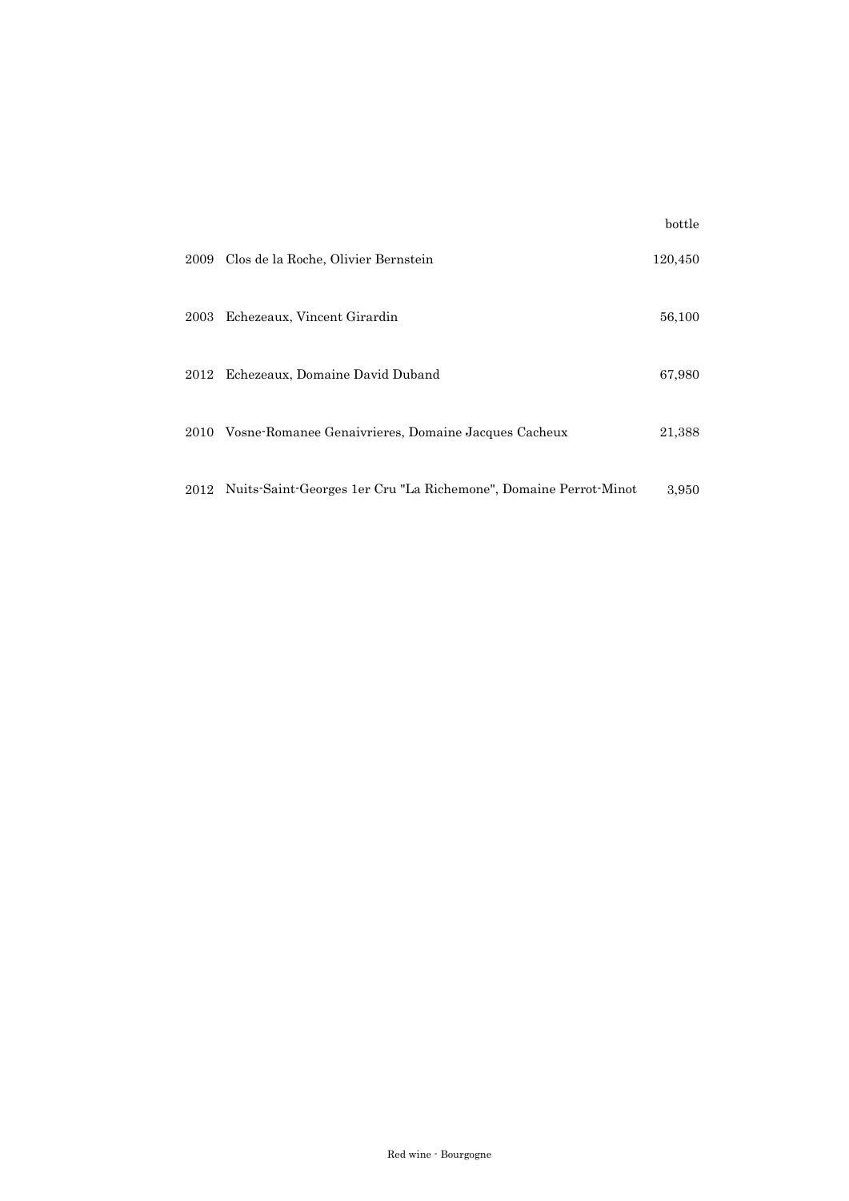| | | bottle |
|---|---|---|
| 2009 | Clos de la Roche, Olivier Bernstein | 120,450 |
| 2003 | Echezeaux, Vincent Girardin | 56,100 |
| 2012 | Echezeaux, Domaine David Duband | 67,980 |
| 2010 | Vosne-Romanee Genaivrieres, Domaine Jacques Cacheux | 21,388 |
| 2012 | Nuits-Saint-Georges 1er Cru "La Richemone", Domaine Perrot-Minot | 3,950 |

Red wine - Bourgogne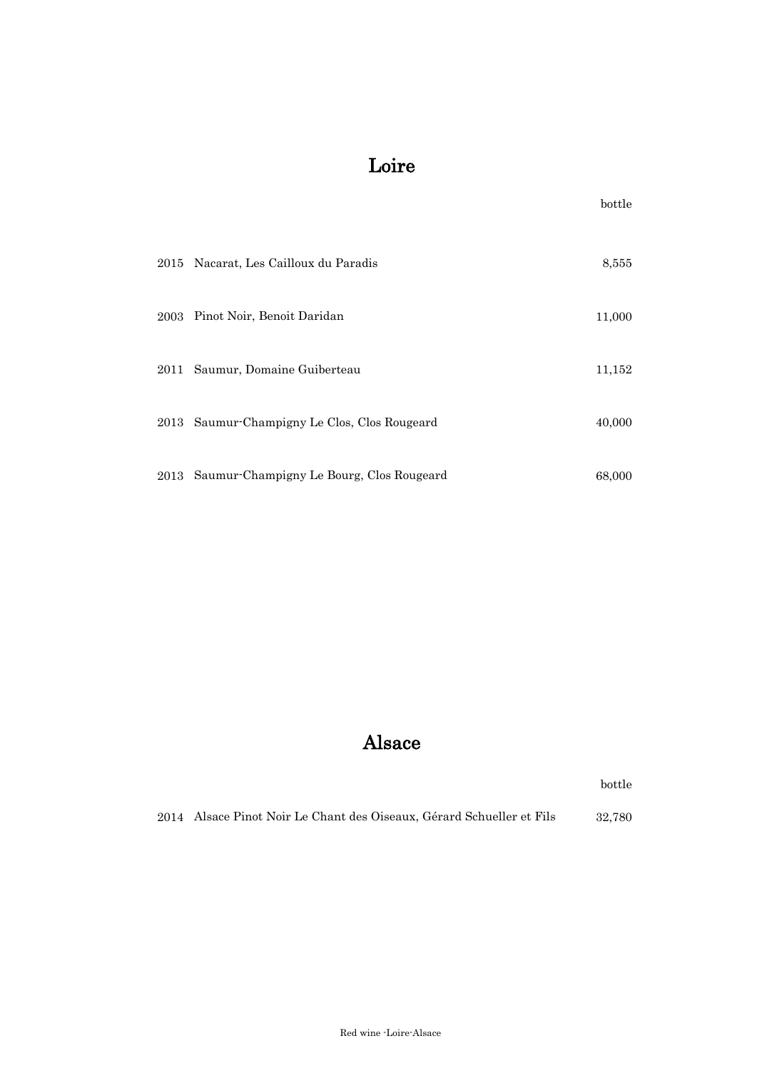# Loire

| | | bottle |
|---|---|---|
| 2015 | Nacarat, Les Cailloux du Paradis | 8,555 |
| 2003 | Pinot Noir, Benoit Daridan | 11,000 |
| 2011 | Saumur, Domaine Guiberteau | 11,152 |
| 2013 | Saumur-Champigny Le Clos, Clos Rougeard | 40,000 |
| 2013 | Saumur-Champigny Le Bourg, Clos Rougeard | 68,000 |

# Alsace

| | | bottle |
|---|---|---|
| 2014 | Alsace Pinot Noir Le Chant des Oiseaux, Gérard Schueller et Fils | 32,780 |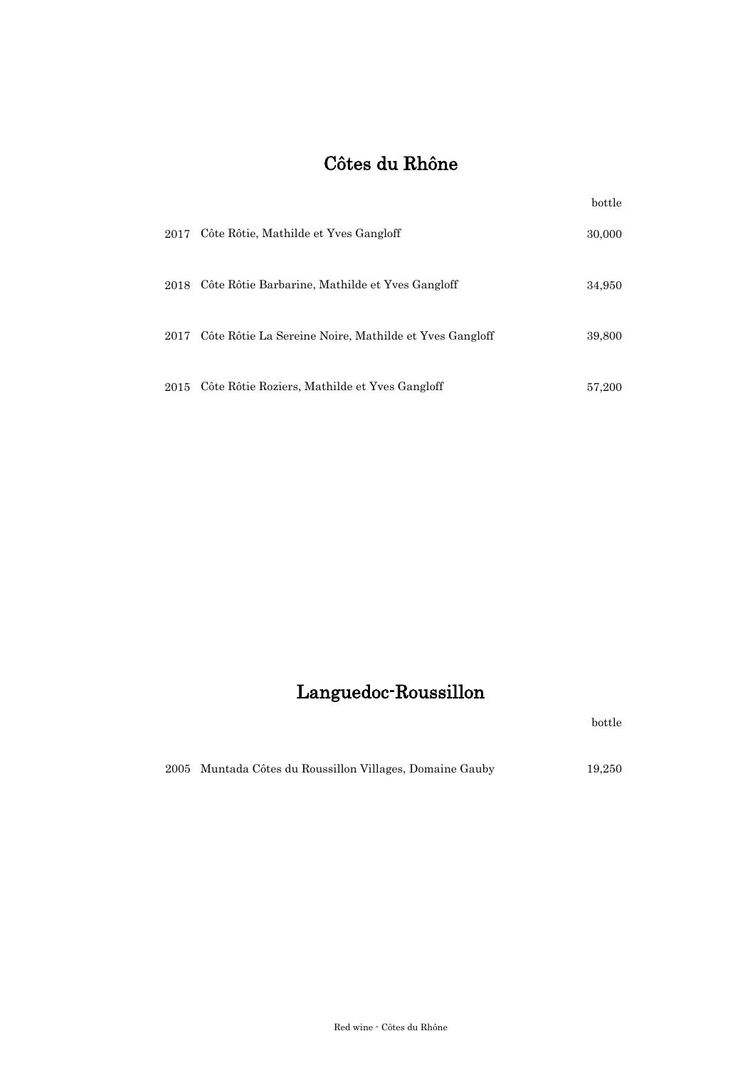# Côtes du Rhône

| | | bottle |
|---|---|---|
| 2017 | Côte Rôtie, Mathilde et Yves Gangloff | 30,000 |
| 2018 | Côte Rôtie Barbarine, Mathilde et Yves Gangloff | 34,950 |
| 2017 | Côte Rôtie La Sereine Noire, Mathilde et Yves Gangloff | 39,800 |
| 2015 | Côte Rôtie Roziers, Mathilde et Yves Gangloff | 57,200 |

# Languedoc-Roussillon

| | | bottle |
|---|---|---|
| 2005 | Muntada Côtes du Roussillon Villages, Domaine Gauby | 19,250 |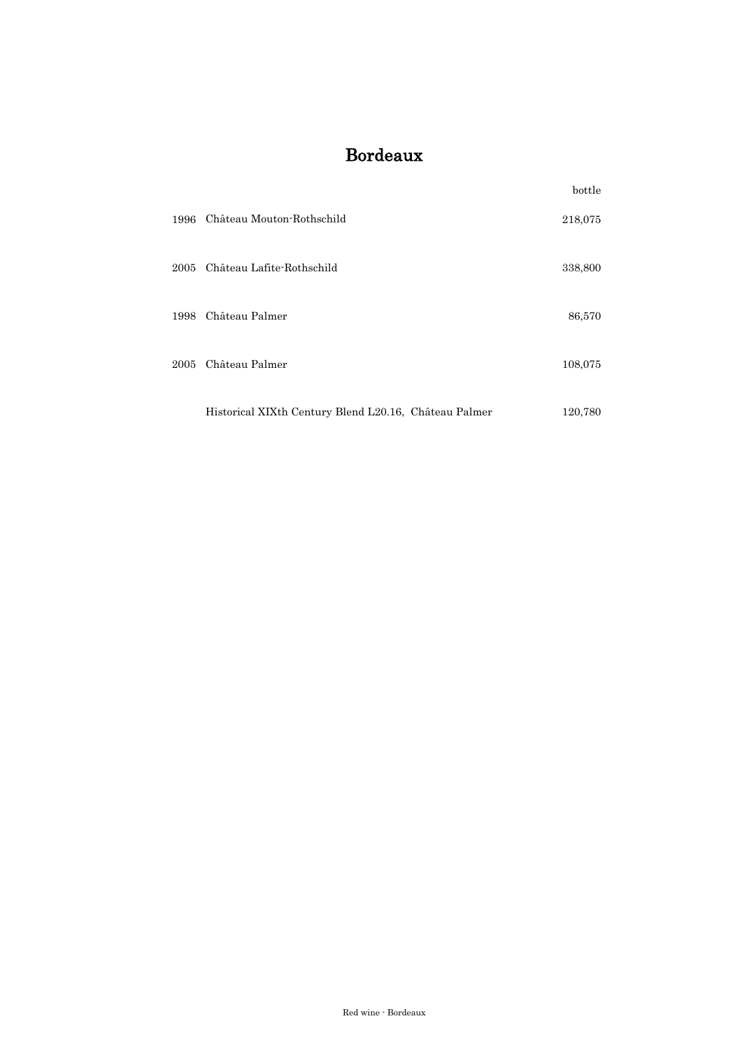# Bordeaux

| | | bottle |
|---|---|---|
| 1996 | Château Mouton-Rothschild | 218,075 |
| 2005 | Château Lafite-Rothschild | 338,800 |
| 1998 | Château Palmer | 86,570 |
| 2005 | Château Palmer | 108,075 |
| | Historical XIXth Century Blend L20.16, Château Palmer | 120,780 |

Red wine - Bordeaux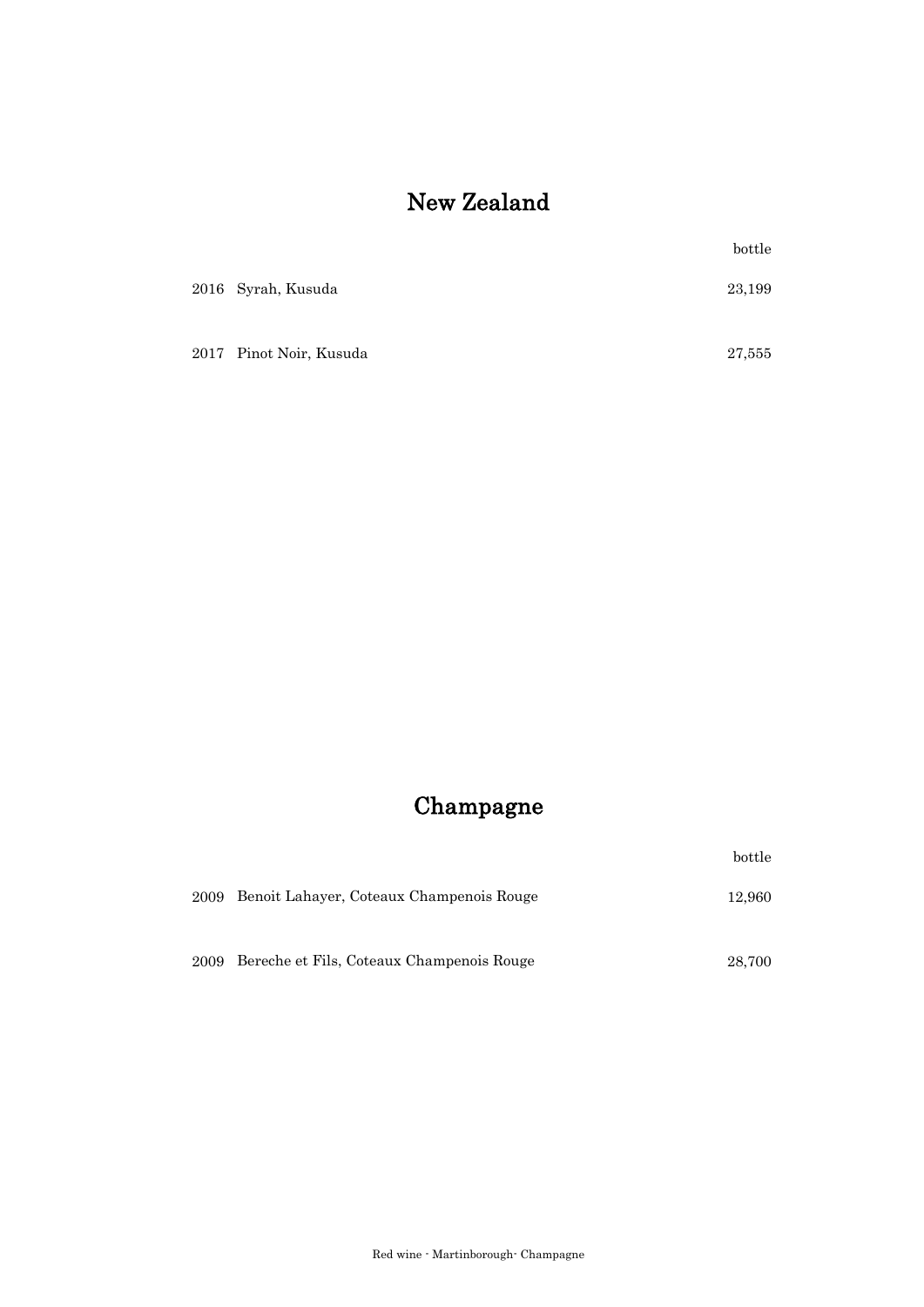# New Zealand

| | | bottle |
|---|---|---|
| 2016 | Syrah, Kusuda | 23,199 |
| 2017 | Pinot Noir, Kusuda | 27,555 |

# Champagne

| | | bottle |
|---|---|---|
| 2009 | Benoit Lahayer, Coteaux Champenois Rouge | 12,960 |
| 2009 | Bereche et Fils, Coteaux Champenois Rouge | 28,700 |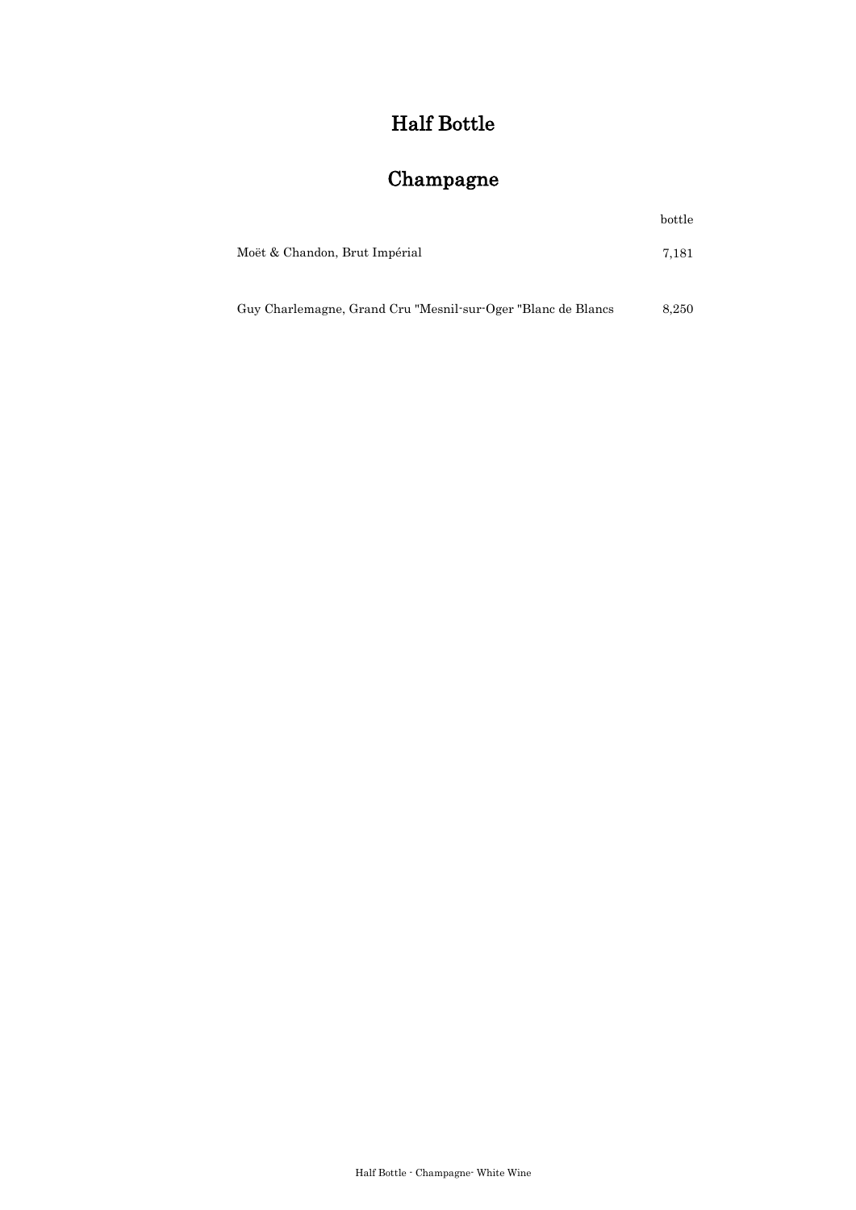# Half Bottle

## Champagne

| | bottle |
|---|---|
| Moët & Chandon, Brut Impérial | 7,181 |
| Guy Charlemagne, Grand Cru "Mesnil-sur-Oger "Blanc de Blancs | 8,250 |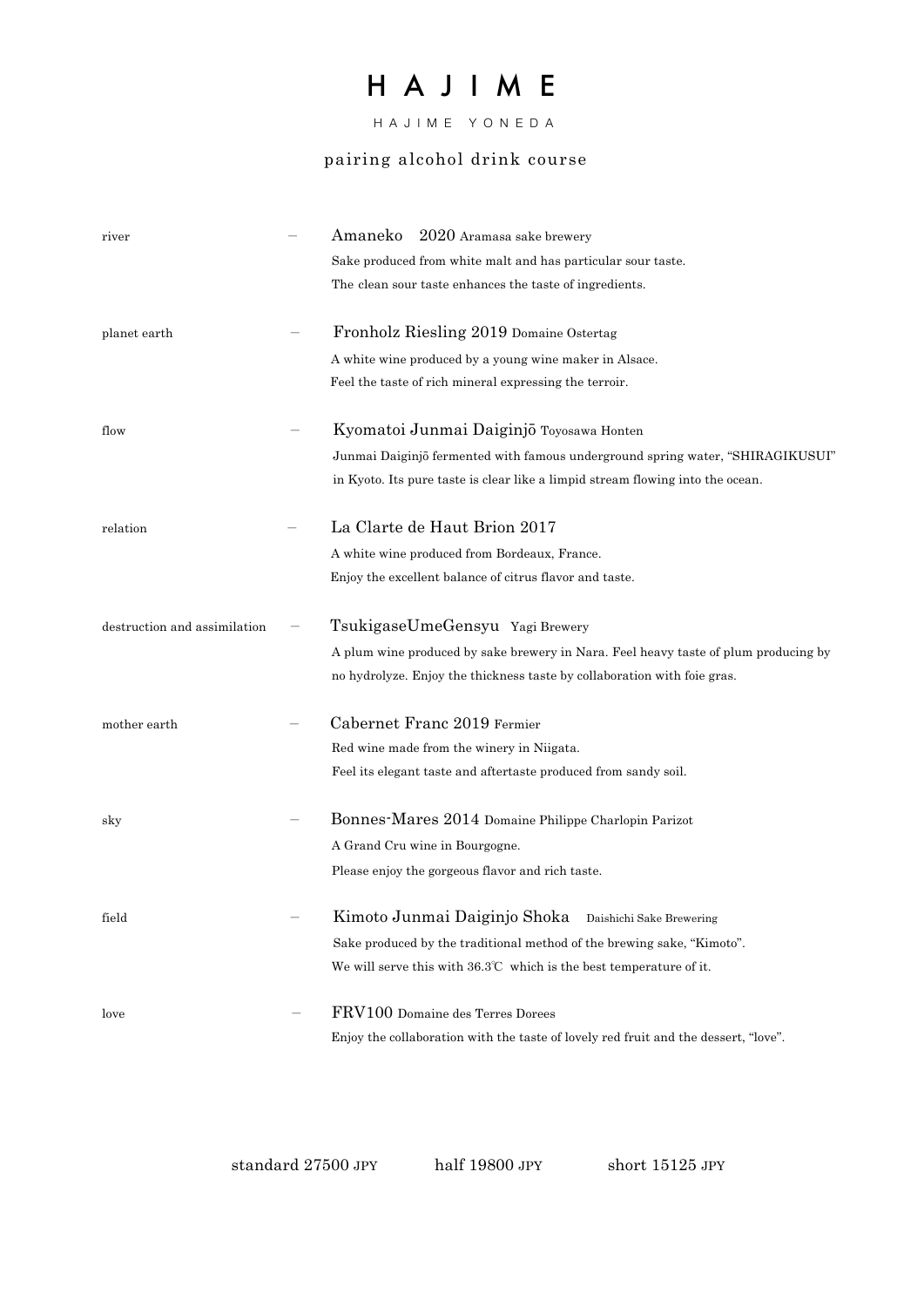# H A J I M E

H A J I M E  Y O N E D A

pairing alcohol drink course

river – **Amaneko 2020** Aramasa sake brewery

Sake produced from white malt and has particular sour taste.
The clean sour taste enhances the taste of ingredients.

planet earth – **Fronholz Riesling 2019** Domaine Ostertag

A white wine produced by a young wine maker in Alsace.
Feel the taste of rich mineral expressing the terroir.

flow – **Kyomatoi Junmai Daiginjō** Toyosawa Honten

Junmai Daiginjō fermented with famous underground spring water, "SHIRAGIKUSUI" in Kyoto. Its pure taste is clear like a limpid stream flowing into the ocean.

relation – **La Clarte de Haut Brion 2017**

A white wine produced from Bordeaux, France.
Enjoy the excellent balance of citrus flavor and taste.

destruction and assimilation – **TsukigaseUmeGensyu** Yagi Brewery

A plum wine produced by sake brewery in Nara. Feel heavy taste of plum producing by no hydrolyze. Enjoy the thickness taste by collaboration with foie gras.

mother earth – **Cabernet Franc 2019** Fermier

Red wine made from the winery in Niigata.
Feel its elegant taste and aftertaste produced from sandy soil.

sky – **Bonnes-Mares 2014** Domaine Philippe Charlopin Parizot

A Grand Cru wine in Bourgogne.
Please enjoy the gorgeous flavor and rich taste.

field – **Kimoto Junmai Daiginjo Shoka** Daishichi Sake Brewering

Sake produced by the traditional method of the brewing sake, "Kimoto".
We will serve this with 36.3℃ which is the best temperature of it.

love – **FRV100** Domaine des Terres Dorees

Enjoy the collaboration with the taste of lovely red fruit and the dessert, "love".

standard 27500 JPY   half 19800 JPY   short 15125 JPY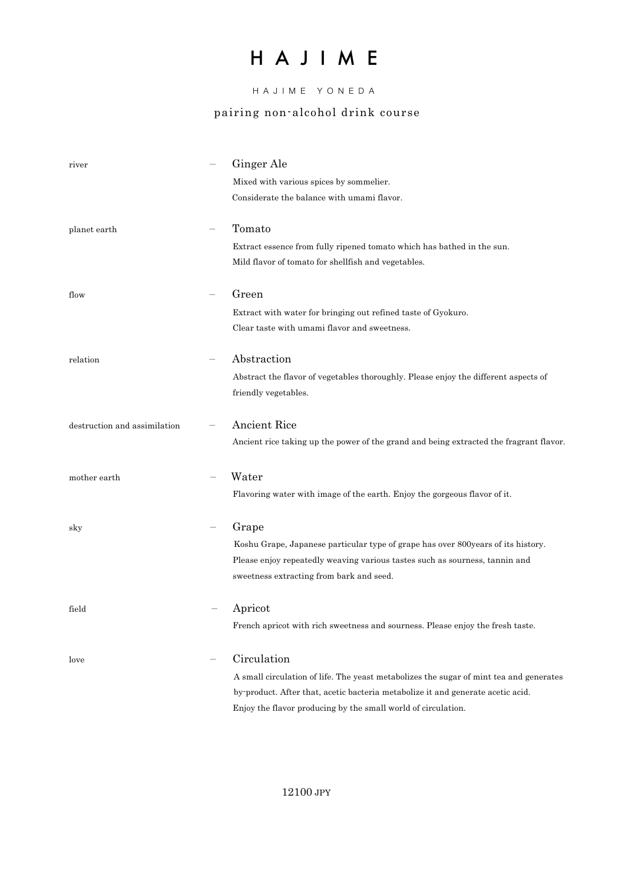# H A J I M E

H A J I M E  Y O N E D A

pairing non-alcohol drink course

| | | |
|---|---|---|
| river | – | Ginger Ale<br>Mixed with various spices by sommelier.<br>Considerate the balance with umami flavor. |
| planet earth | – | Tomato<br>Extract essence from fully ripened tomato which has bathed in the sun.<br>Mild flavor of tomato for shellfish and vegetables. |
| flow | – | Green<br>Extract with water for bringing out refined taste of Gyokuro.<br>Clear taste with umami flavor and sweetness. |
| relation | – | Abstraction<br>Abstract the flavor of vegetables thoroughly. Please enjoy the different aspects of friendly vegetables. |
| destruction and assimilation | – | Ancient Rice<br>Ancient rice taking up the power of the grand and being extracted the fragrant flavor. |
| mother earth | – | Water<br>Flavoring water with image of the earth. Enjoy the gorgeous flavor of it. |
| sky | – | Grape<br>Koshu Grape, Japanese particular type of grape has over 800years of its history.<br>Please enjoy repeatedly weaving various tastes such as sourness, tannin and sweetness extracting from bark and seed. |
| field | – | Apricot<br>French apricot with rich sweetness and sourness. Please enjoy the fresh taste. |
| love | – | Circulation<br>A small circulation of life. The yeast metabolizes the sugar of mint tea and generates by-product. After that, acetic bacteria metabolize it and generate acetic acid.<br>Enjoy the flavor producing by the small world of circulation. |

12100 JPY